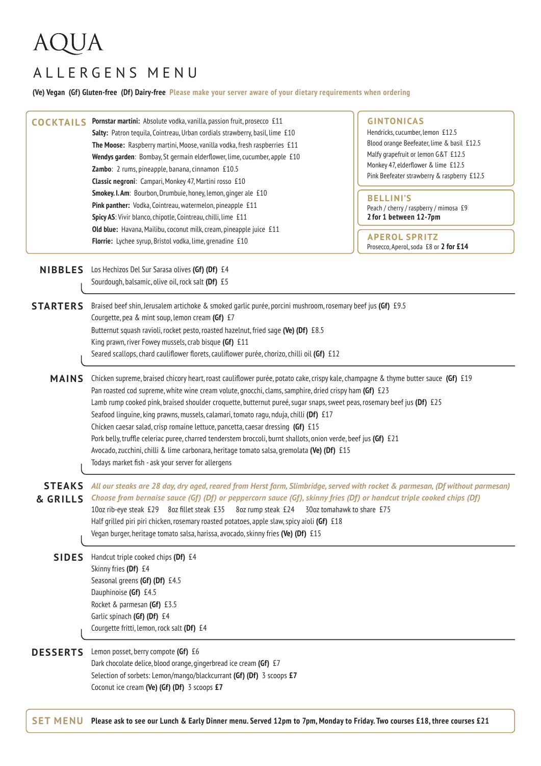# AQUA

## ALLERGENS MENU

**(Ve) Vegan (Gf) Gluten-free (Df) Dairy-free** **Please make your server aware of your dietary requirements when ordering**

## COCKTAILS

**Pornstar martini:** Absolute vodka, vanilla, passion fruit, prosecco £11
**Salty:** Patron tequila, Cointreau, Urban cordials strawberry, basil, lime £10
**The Moose:** Raspberry martini, Moose, vanilla vodka, fresh raspberries £11
**Wendys garden**: Bombay, St germain elderflower, lime, cucumber, apple £10
**Zambo**: 2 rums, pineapple, banana, cinnamon £10.5
**Classic negroni**: Campari, Monkey 47, Martini rosso £10
**Smokey. I. Am**: Bourbon, Drumbuie, honey, lemon, ginger ale £10
**Pink panther:** Vodka, Cointreau, watermelon, pineapple £11
**Spicy AS**: Vivir blanco, chipotle, Cointreau, chilli, lime £11
**Old blue:** Havana, Malibu, coconut milk, cream, pineapple juice £11
**Florrie:** Lychee syrup, Bristol vodka, lime, grenadine £10

## GINTONICAS

Hendricks, cucumber, lemon £12.5
Blood orange Beefeater, lime & basil £12.5
Malfy grapefruit or lemon G&T £12.5
Monkey 47, elderflower & lime £12.5
Pink Beefeater strawberry & raspberry £12.5

## BELLINI'S

Peach / cherry / raspberry / mimosa £9
**2 for 1 between 12-7pm**

## APEROL SPRITZ

Prosecco, Aperol, soda £8 or **2 for £14**

## NIBBLES

Los Hechizos Del Sur Sarasa olives **(Gf) (Df)** £4
Sourdough, balsamic, olive oil, rock salt **(Df)** £5

## STARTERS

Braised beef shin, Jerusalem artichoke & smoked garlic purée, porcini mushroom, rosemary beef jus **(Gf)** £9.5
Courgette, pea & mint soup, lemon cream **(Gf)** £7
Butternut squash ravioli, rocket pesto, roasted hazelnut, fried sage **(Ve) (Df)** £8.5
King prawn, river Fowey mussels, crab bisque **(Gf)** £11
Seared scallops, chard cauliflower florets, cauliflower purée, chorizo, chilli oil **(Gf)** £12

## MAINS

Chicken supreme, braised chicory heart, roast cauliflower purée, potato cake, crispy kale, champagne & thyme butter sauce **(Gf)** £19
Pan roasted cod supreme, white wine cream volute, gnocchi, clams, samphire, dried crispy ham **(Gf)** £23
Lamb rump cooked pink, braised shoulder croquette, butternut pureé, sugar snaps, sweet peas, rosemary beef jus **(Df)** £25
Seafood linguine, king prawns, mussels, calamari, tomato ragu, nduja, chilli **(Df)** £17
Chicken caesar salad, crisp romaine lettuce, pancetta, caesar dressing **(Gf)** £15
Pork belly, truffle celeriac puree, charred tenderstem broccoli, burnt shallots, onion verde, beef jus **(Gf)** £21
Avocado, zucchini, chilli & lime carbonara, heritage tomato salsa, gremolata **(Ve) (Df)** £15
Todays market fish - ask your server for allergens

## STEAKS & GRILLS

*All our steaks are 28 day, dry aged, reared from Herst farm, Slimbridge, served with rocket & parmesan, (Df without parmesan)*
*Choose from bernaise sauce (Gf) (Df) or peppercorn sauce (Gf), skinny fries (Df) or handcut triple cooked chips (Df)*

10oz rib-eye steak £29 8oz fillet steak £35 8oz rump steak £24 30oz tomahawk to share £75
Half grilled piri piri chicken, rosemary roasted potatoes, apple slaw, spicy aioli **(Gf)** £18
Vegan burger, heritage tomato salsa, harissa, avocado, skinny fries **(Ve) (Df)** £15

## SIDES

Handcut triple cooked chips **(Df)** £4
Skinny fries **(Df)** £4
Seasonal greens **(Gf) (Df)** £4.5
Dauphinoise **(Gf)** £4.5
Rocket & parmesan **(Gf)** £3.5
Garlic spinach **(Gf) (Df)** £4
Courgette fritti, lemon, rock salt **(Df)** £4

## DESSERTS

Lemon posset, berry compote **(Gf)** £6
Dark chocolate delice, blood orange, gingerbread ice cream **(Gf)** £7
Selection of sorbets: Lemon/mango/blackcurrant **(Gf) (Df)** 3 scoops **£7**
Coconut ice cream **(Ve) (Gf) (Df)** 3 scoops **£7**

## SET MENU

**Please ask to see our Lunch & Early Dinner menu. Served 12pm to 7pm, Monday to Friday. Two courses £18, three courses £21**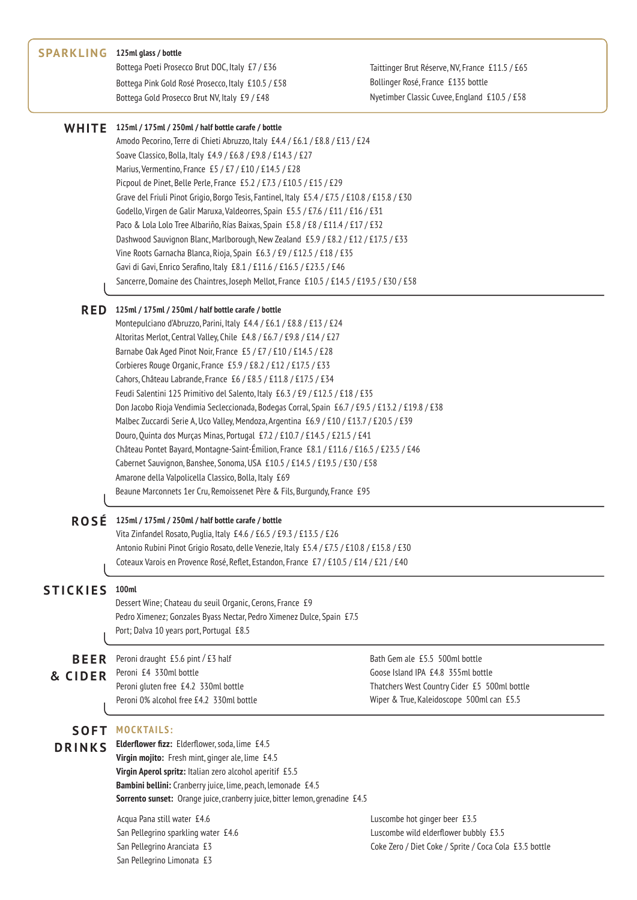## SPARKLING

**125ml glass / bottle**

Bottega Poeti Prosecco Brut DOC, Italy £7 / £36
Bottega Pink Gold Rosé Prosecco, Italy £10.5 / £58
Bottega Gold Prosecco Brut NV, Italy £9 / £48
Taittinger Brut Réserve, NV, France £11.5 / £65
Bollinger Rosé, France £135 bottle
Nyetimber Classic Cuvee, England £10.5 / £58

## WHITE

**125ml / 175ml / 250ml / half bottle carafe / bottle**

Amodo Pecorino, Terre di Chieti Abruzzo, Italy £4.4 / £6.1 / £8.8 / £13 / £24
Soave Classico, Bolla, Italy £4.9 / £6.8 / £9.8 / £14.3 / £27
Marius, Vermentino, France £5 / £7 / £10 / £14.5 / £28
Picpoul de Pinet, Belle Perle, France £5.2 / £7.3 / £10.5 / £15 / £29
Grave del Friuli Pinot Grigio, Borgo Tesis, Fantinel, Italy £5.4 / £7.5 / £10.8 / £15.8 / £30
Godello, Virgen de Galir Maruxa, Valdeorres, Spain £5.5 / £7.6 / £11 / £16 / £31
Paco & Lola Lolo Tree Albariño, Rías Baixas, Spain £5.8 / £8 / £11.4 / £17 / £32
Dashwood Sauvignon Blanc, Marlborough, New Zealand £5.9 / £8.2 / £12 / £17.5 / £33
Vine Roots Garnacha Blanca, Rioja, Spain £6.3 / £9 / £12.5 / £18 / £35
Gavi di Gavi, Enrico Serafino, Italy £8.1 / £11.6 / £16.5 / £23.5 / £46
Sancerre, Domaine des Chaintres, Joseph Mellot, France £10.5 / £14.5 / £19.5 / £30 / £58

## RED

**125ml / 175ml / 250ml / half bottle carafe / bottle**

Montepulciano d'Abruzzo, Parini, Italy £4.4 / £6.1 / £8.8 / £13 / £24
Altoritas Merlot, Central Valley, Chile £4.8 / £6.7 / £9.8 / £14 / £27
Barnabe Oak Aged Pinot Noir, France £5 / £7 / £10 / £14.5 / £28
Corbieres Rouge Organic, France £5.9 / £8.2 / £12 / £17.5 / £33
Cahors, Château Labrande, France £6 / £8.5 / £11.8 / £17.5 / £34
Feudi Salentini 125 Primitivo del Salento, Italy £6.3 / £9 / £12.5 / £18 / £35
Don Jacobo Rioja Vendimia Secleccionada, Bodegas Corral, Spain £6.7 / £9.5 / £13.2 / £19.8 / £38
Malbec Zuccardi Serie A, Uco Valley, Mendoza, Argentina £6.9 / £10 / £13.7 / £20.5 / £39
Douro, Quinta dos Murças Minas, Portugal £7.2 / £10.7 / £14.5 / £21.5 / £41
Château Pontet Bayard, Montagne-Saint-Émilion, France £8.1 / £11.6 / £16.5 / £23.5 / £46
Cabernet Sauvignon, Banshee, Sonoma, USA £10.5 / £14.5 / £19.5 / £30 / £58
Amarone della Valpolicella Classico, Bolla, Italy £69
Beaune Marconnets 1er Cru, Remoissenet Père & Fils, Burgundy, France £95

## ROSÉ

**125ml / 175ml / 250ml / half bottle carafe / bottle**

Vita Zinfandel Rosato, Puglia, Italy £4.6 / £6.5 / £9.3 / £13.5 / £26
Antonio Rubini Pinot Grigio Rosato, delle Venezie, Italy £5.4 / £7.5 / £10.8 / £15.8 / £30
Coteaux Varois en Provence Rosé, Reflet, Estandon, France £7 / £10.5 / £14 / £21 / £40

## STICKIES

**100ml**

Dessert Wine; Chateau du seuil Organic, Cerons, France £9
Pedro Ximenez; Gonzales Byass Nectar, Pedro Ximenez Dulce, Spain £7.5
Port; Dalva 10 years port, Portugal £8.5

## BEER & CIDER

Peroni draught £5.6 pint / £3 half
Peroni £4 330ml bottle
Peroni gluten free £4.2 330ml bottle
Peroni 0% alcohol free £4.2 330ml bottle
Bath Gem ale £5.5 500ml bottle
Goose Island IPA £4.8 355ml bottle
Thatchers West Country Cider £5 500ml bottle
Wiper & True, Kaleidoscope 500ml can £5.5

## SOFT DRINKS

**MOCKTAILS:**

**Elderflower fizz:** Elderflower, soda, lime £4.5
**Virgin mojito:** Fresh mint, ginger ale, lime £4.5
**Virgin Aperol spritz:** Italian zero alcohol aperitif £5.5
**Bambini bellini:** Cranberry juice, lime, peach, lemonade £4.5
**Sorrento sunset:** Orange juice, cranberry juice, bitter lemon, grenadine £4.5

Acqua Pana still water £4.6
San Pellegrino sparkling water £4.6
San Pellegrino Aranciata £3
San Pellegrino Limonata £3
Luscombe hot ginger beer £3.5
Luscombe wild elderflower bubbly £3.5
Coke Zero / Diet Coke / Sprite / Coca Cola £3.5 bottle